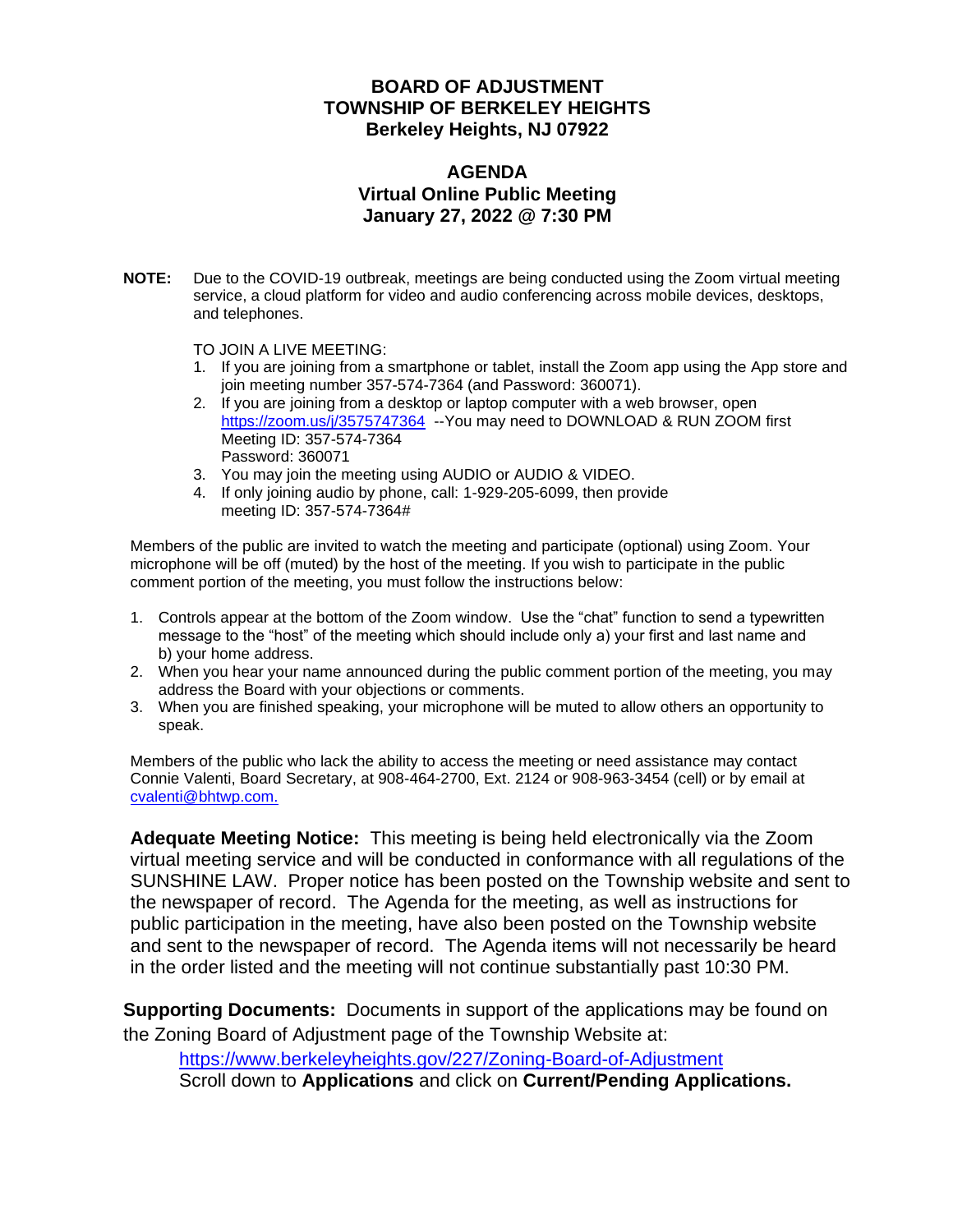# BOARD OF ADJUSTMENT
# TOWNSHIP OF BERKELEY HEIGHTS
# Berkeley Heights, NJ 07922

## AGENDA
## Virtual Online Public Meeting
## January 27, 2022 @ 7:30 PM

**NOTE:** Due to the COVID-19 outbreak, meetings are being conducted using the Zoom virtual meeting service, a cloud platform for video and audio conferencing across mobile devices, desktops, and telephones.

TO JOIN A LIVE MEETING:

1. If you are joining from a smartphone or tablet, install the Zoom app using the App store and join meeting number 357-574-7364 (and Password: 360071).
2. If you are joining from a desktop or laptop computer with a web browser, open https://zoom.us/j/3575747364 --You may need to DOWNLOAD & RUN ZOOM first
   Meeting ID: 357-574-7364
   Password: 360071
3. You may join the meeting using AUDIO or AUDIO & VIDEO.
4. If only joining audio by phone, call: 1-929-205-6099, then provide meeting ID: 357-574-7364#

Members of the public are invited to watch the meeting and participate (optional) using Zoom. Your microphone will be off (muted) by the host of the meeting. If you wish to participate in the public comment portion of the meeting, you must follow the instructions below:

1. Controls appear at the bottom of the Zoom window. Use the "chat" function to send a typewritten message to the "host" of the meeting which should include only a) your first and last name and b) your home address.
2. When you hear your name announced during the public comment portion of the meeting, you may address the Board with your objections or comments.
3. When you are finished speaking, your microphone will be muted to allow others an opportunity to speak.

Members of the public who lack the ability to access the meeting or need assistance may contact Connie Valenti, Board Secretary, at 908-464-2700, Ext. 2124 or 908-963-3454 (cell) or by email at cvalenti@bhtwp.com.

**Adequate Meeting Notice:** This meeting is being held electronically via the Zoom virtual meeting service and will be conducted in conformance with all regulations of the SUNSHINE LAW. Proper notice has been posted on the Township website and sent to the newspaper of record. The Agenda for the meeting, as well as instructions for public participation in the meeting, have also been posted on the Township website and sent to the newspaper of record. The Agenda items will not necessarily be heard in the order listed and the meeting will not continue substantially past 10:30 PM.

**Supporting Documents:** Documents in support of the applications may be found on the Zoning Board of Adjustment page of the Township Website at:

https://www.berkeleyheights.gov/227/Zoning-Board-of-Adjustment
Scroll down to **Applications** and click on **Current/Pending Applications.**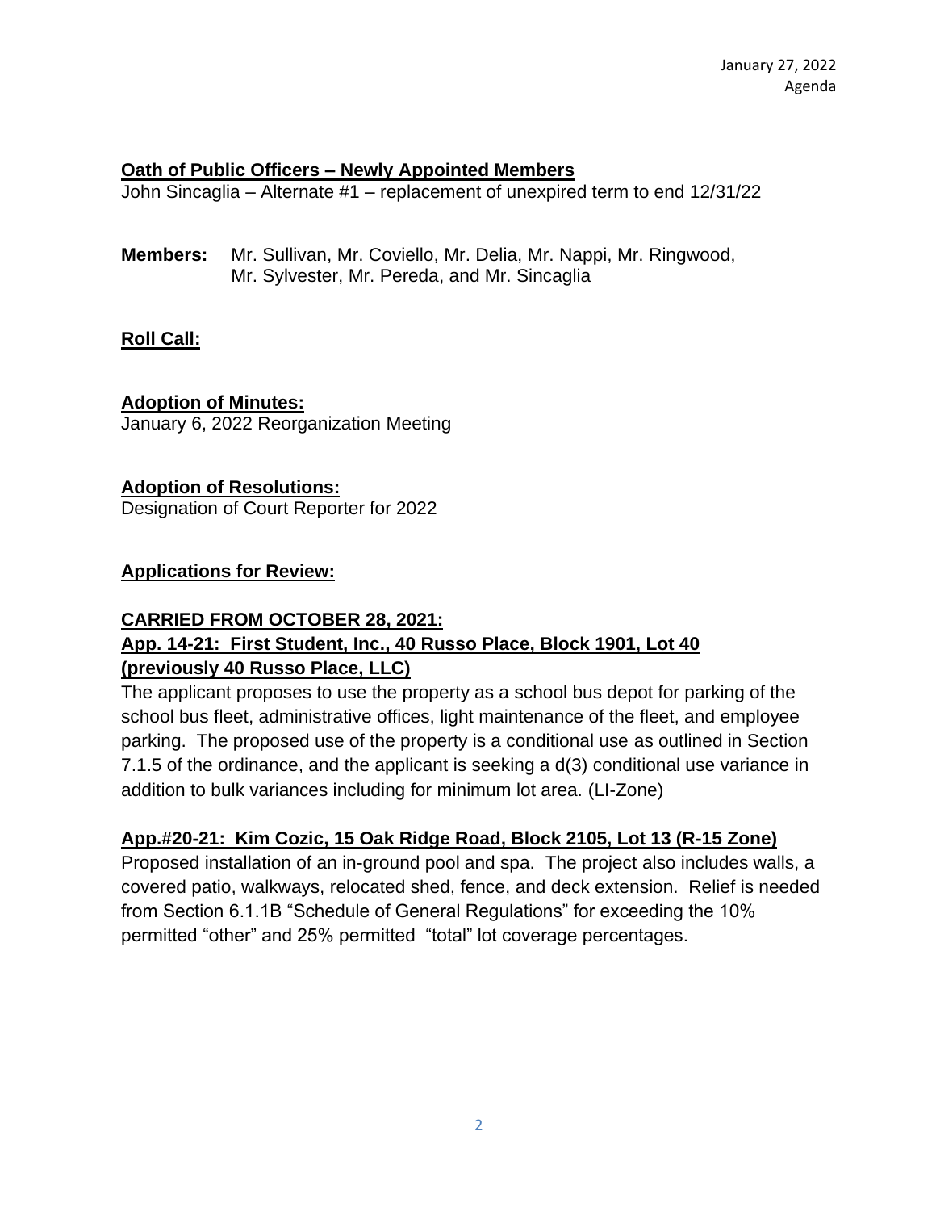January 27, 2022
Agenda

**Oath of Public Officers – Newly Appointed Members**

John Sincaglia – Alternate #1 – replacement of unexpired term to end 12/31/22

**Members:** Mr. Sullivan, Mr. Coviello, Mr. Delia, Mr. Nappi, Mr. Ringwood, Mr. Sylvester, Mr. Pereda, and Mr. Sincaglia

**Roll Call:**

**Adoption of Minutes:**

January 6, 2022 Reorganization Meeting

**Adoption of Resolutions:**

Designation of Court Reporter for 2022

**Applications for Review:**

**CARRIED FROM OCTOBER 28, 2021:**

**App. 14-21: First Student, Inc., 40 Russo Place, Block 1901, Lot 40 (previously 40 Russo Place, LLC)**

The applicant proposes to use the property as a school bus depot for parking of the school bus fleet, administrative offices, light maintenance of the fleet, and employee parking. The proposed use of the property is a conditional use as outlined in Section 7.1.5 of the ordinance, and the applicant is seeking a d(3) conditional use variance in addition to bulk variances including for minimum lot area. (LI-Zone)

**App.#20-21: Kim Cozic, 15 Oak Ridge Road, Block 2105, Lot 13 (R-15 Zone)**

Proposed installation of an in-ground pool and spa. The project also includes walls, a covered patio, walkways, relocated shed, fence, and deck extension. Relief is needed from Section 6.1.1B "Schedule of General Regulations" for exceeding the 10% permitted "other" and 25% permitted "total" lot coverage percentages.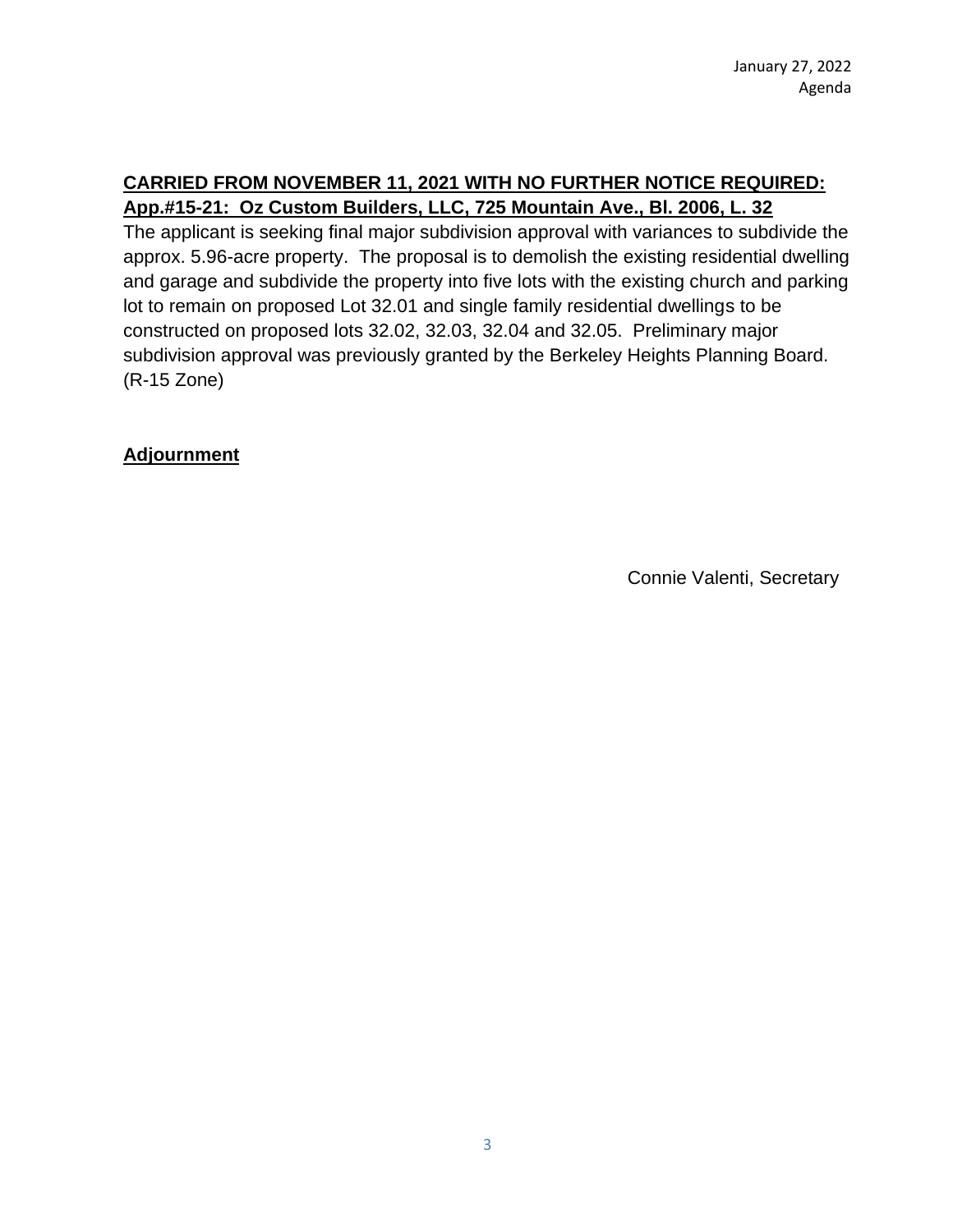**CARRIED FROM NOVEMBER 11, 2021 WITH NO FURTHER NOTICE REQUIRED:**
**App.#15-21: Oz Custom Builders, LLC, 725 Mountain Ave., Bl. 2006, L. 32**

The applicant is seeking final major subdivision approval with variances to subdivide the approx. 5.96-acre property. The proposal is to demolish the existing residential dwelling and garage and subdivide the property into five lots with the existing church and parking lot to remain on proposed Lot 32.01 and single family residential dwellings to be constructed on proposed lots 32.02, 32.03, 32.04 and 32.05. Preliminary major subdivision approval was previously granted by the Berkeley Heights Planning Board. (R-15 Zone)

**Adjournment**

Connie Valenti, Secretary